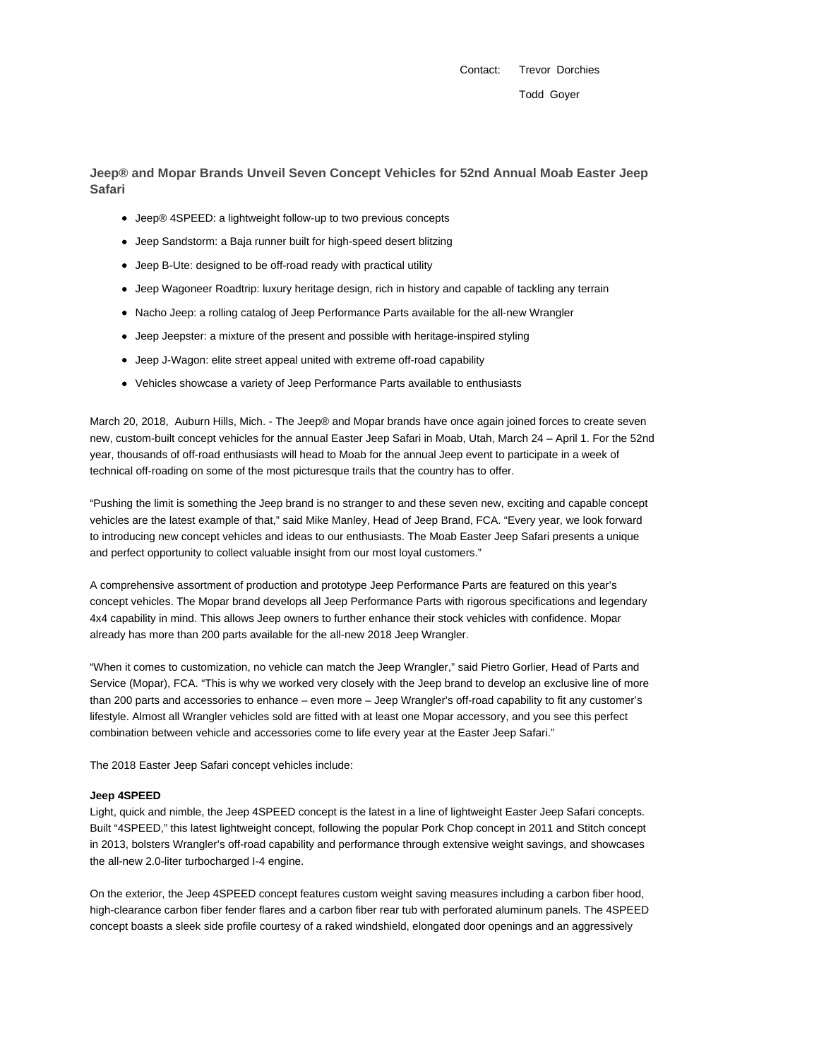Contact: Trevor Dorchies

Todd Goyer

## Jeep® and Mopar Brands Unveil Seven Concept Vehicles for 52nd Annual Moab Easter Jeep Safari

- Jeep® 4SPEED: a lightweight follow-up to two previous concepts
- Jeep Sandstorm: a Baja runner built for high-speed desert blitzing
- Jeep B-Ute: designed to be off-road ready with practical utility
- Jeep Wagoneer Roadtrip: luxury heritage design, rich in history and capable of tackling any terrain
- Nacho Jeep: a rolling catalog of Jeep Performance Parts available for the all-new Wrangler
- Jeep Jeepster: a mixture of the present and possible with heritage-inspired styling
- Jeep J-Wagon: elite street appeal united with extreme off-road capability
- Vehicles showcase a variety of Jeep Performance Parts available to enthusiasts

March 20, 2018, Auburn Hills, Mich. - The Jeep® and Mopar brands have once again joined forces to create seven new, custom-built concept vehicles for the annual Easter Jeep Safari in Moab, Utah, March 24 – April 1. For the 52nd year, thousands of off-road enthusiasts will head to Moab for the annual Jeep event to participate in a week of technical off-roading on some of the most picturesque trails that the country has to offer.

“Pushing the limit is something the Jeep brand is no stranger to and these seven new, exciting and capable concept vehicles are the latest example of that,” said Mike Manley, Head of Jeep Brand, FCA. “Every year, we look forward to introducing new concept vehicles and ideas to our enthusiasts. The Moab Easter Jeep Safari presents a unique and perfect opportunity to collect valuable insight from our most loyal customers.”

A comprehensive assortment of production and prototype Jeep Performance Parts are featured on this year’s concept vehicles. The Mopar brand develops all Jeep Performance Parts with rigorous specifications and legendary 4x4 capability in mind. This allows Jeep owners to further enhance their stock vehicles with confidence. Mopar already has more than 200 parts available for the all-new 2018 Jeep Wrangler.

“When it comes to customization, no vehicle can match the Jeep Wrangler,” said Pietro Gorlier, Head of Parts and Service (Mopar), FCA. “This is why we worked very closely with the Jeep brand to develop an exclusive line of more than 200 parts and accessories to enhance – even more – Jeep Wrangler’s off-road capability to fit any customer’s lifestyle. Almost all Wrangler vehicles sold are fitted with at least one Mopar accessory, and you see this perfect combination between vehicle and accessories come to life every year at the Easter Jeep Safari.”

The 2018 Easter Jeep Safari concept vehicles include:

**Jeep 4SPEED**

Light, quick and nimble, the Jeep 4SPEED concept is the latest in a line of lightweight Easter Jeep Safari concepts. Built “4SPEED,” this latest lightweight concept, following the popular Pork Chop concept in 2011 and Stitch concept in 2013, bolsters Wrangler’s off-road capability and performance through extensive weight savings, and showcases the all-new 2.0-liter turbocharged I-4 engine.

On the exterior, the Jeep 4SPEED concept features custom weight saving measures including a carbon fiber hood, high-clearance carbon fiber fender flares and a carbon fiber rear tub with perforated aluminum panels. The 4SPEED concept boasts a sleek side profile courtesy of a raked windshield, elongated door openings and an aggressively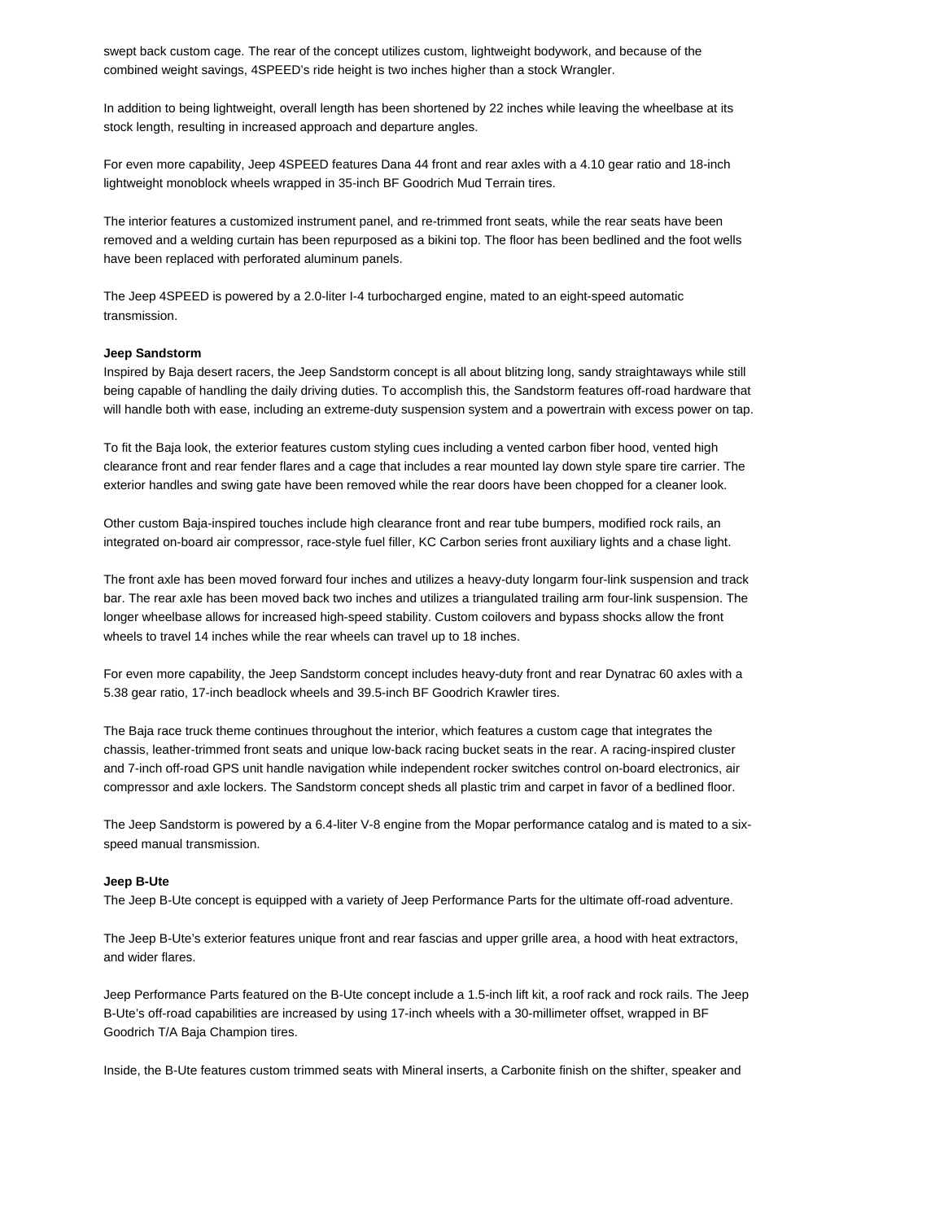swept back custom cage. The rear of the concept utilizes custom, lightweight bodywork, and because of the combined weight savings, 4SPEED's ride height is two inches higher than a stock Wrangler.

In addition to being lightweight, overall length has been shortened by 22 inches while leaving the wheelbase at its stock length, resulting in increased approach and departure angles.

For even more capability, Jeep 4SPEED features Dana 44 front and rear axles with a 4.10 gear ratio and 18-inch lightweight monoblock wheels wrapped in 35-inch BF Goodrich Mud Terrain tires.

The interior features a customized instrument panel, and re-trimmed front seats, while the rear seats have been removed and a welding curtain has been repurposed as a bikini top. The floor has been bedlined and the foot wells have been replaced with perforated aluminum panels.

The Jeep 4SPEED is powered by a 2.0-liter I-4 turbocharged engine, mated to an eight-speed automatic transmission.

**Jeep Sandstorm**

Inspired by Baja desert racers, the Jeep Sandstorm concept is all about blitzing long, sandy straightaways while still being capable of handling the daily driving duties. To accomplish this, the Sandstorm features off-road hardware that will handle both with ease, including an extreme-duty suspension system and a powertrain with excess power on tap.

To fit the Baja look, the exterior features custom styling cues including a vented carbon fiber hood, vented high clearance front and rear fender flares and a cage that includes a rear mounted lay down style spare tire carrier. The exterior handles and swing gate have been removed while the rear doors have been chopped for a cleaner look.

Other custom Baja-inspired touches include high clearance front and rear tube bumpers, modified rock rails, an integrated on-board air compressor, race-style fuel filler, KC Carbon series front auxiliary lights and a chase light.

The front axle has been moved forward four inches and utilizes a heavy-duty longarm four-link suspension and track bar. The rear axle has been moved back two inches and utilizes a triangulated trailing arm four-link suspension. The longer wheelbase allows for increased high-speed stability. Custom coilovers and bypass shocks allow the front wheels to travel 14 inches while the rear wheels can travel up to 18 inches.

For even more capability, the Jeep Sandstorm concept includes heavy-duty front and rear Dynatrac 60 axles with a 5.38 gear ratio, 17-inch beadlock wheels and 39.5-inch BF Goodrich Krawler tires.

The Baja race truck theme continues throughout the interior, which features a custom cage that integrates the chassis, leather-trimmed front seats and unique low-back racing bucket seats in the rear. A racing-inspired cluster and 7-inch off-road GPS unit handle navigation while independent rocker switches control on-board electronics, air compressor and axle lockers. The Sandstorm concept sheds all plastic trim and carpet in favor of a bedlined floor.

The Jeep Sandstorm is powered by a 6.4-liter V-8 engine from the Mopar performance catalog and is mated to a six-speed manual transmission.

**Jeep B-Ute**

The Jeep B-Ute concept is equipped with a variety of Jeep Performance Parts for the ultimate off-road adventure.

The Jeep B-Ute's exterior features unique front and rear fascias and upper grille area, a hood with heat extractors, and wider flares.

Jeep Performance Parts featured on the B-Ute concept include a 1.5-inch lift kit, a roof rack and rock rails. The Jeep B-Ute's off-road capabilities are increased by using 17-inch wheels with a 30-millimeter offset, wrapped in BF Goodrich T/A Baja Champion tires.

Inside, the B-Ute features custom trimmed seats with Mineral inserts, a Carbonite finish on the shifter, speaker and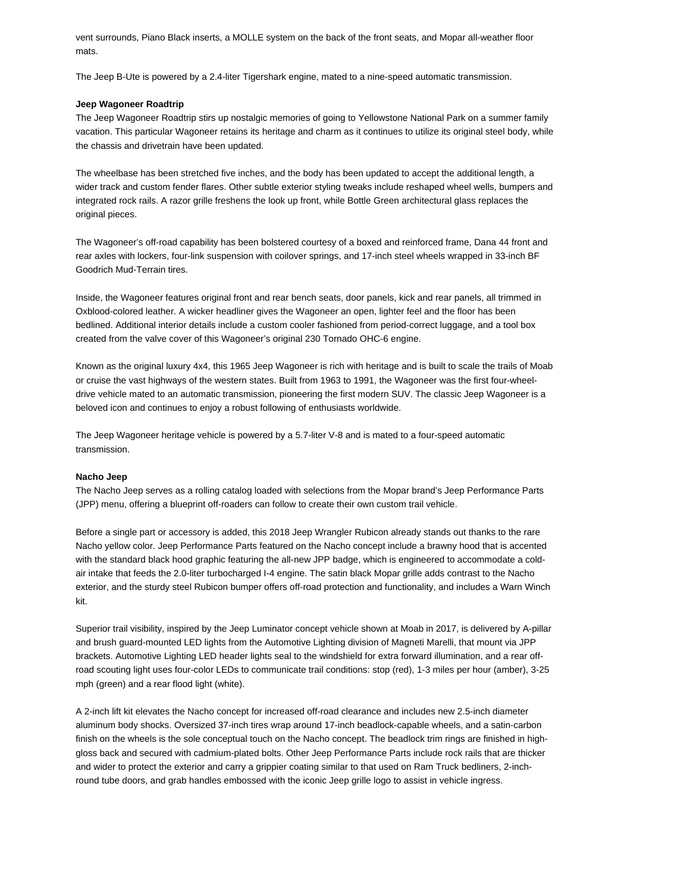vent surrounds, Piano Black inserts, a MOLLE system on the back of the front seats, and Mopar all-weather floor mats.

The Jeep B-Ute is powered by a 2.4-liter Tigershark engine, mated to a nine-speed automatic transmission.

**Jeep Wagoneer Roadtrip**

The Jeep Wagoneer Roadtrip stirs up nostalgic memories of going to Yellowstone National Park on a summer family vacation. This particular Wagoneer retains its heritage and charm as it continues to utilize its original steel body, while the chassis and drivetrain have been updated.

The wheelbase has been stretched five inches, and the body has been updated to accept the additional length, a wider track and custom fender flares. Other subtle exterior styling tweaks include reshaped wheel wells, bumpers and integrated rock rails. A razor grille freshens the look up front, while Bottle Green architectural glass replaces the original pieces.

The Wagoneer's off-road capability has been bolstered courtesy of a boxed and reinforced frame, Dana 44 front and rear axles with lockers, four-link suspension with coilover springs, and 17-inch steel wheels wrapped in 33-inch BF Goodrich Mud-Terrain tires.

Inside, the Wagoneer features original front and rear bench seats, door panels, kick and rear panels, all trimmed in Oxblood-colored leather. A wicker headliner gives the Wagoneer an open, lighter feel and the floor has been bedlined. Additional interior details include a custom cooler fashioned from period-correct luggage, and a tool box created from the valve cover of this Wagoneer's original 230 Tornado OHC-6 engine.

Known as the original luxury 4x4, this 1965 Jeep Wagoneer is rich with heritage and is built to scale the trails of Moab or cruise the vast highways of the western states. Built from 1963 to 1991, the Wagoneer was the first four-wheel-drive vehicle mated to an automatic transmission, pioneering the first modern SUV. The classic Jeep Wagoneer is a beloved icon and continues to enjoy a robust following of enthusiasts worldwide.

The Jeep Wagoneer heritage vehicle is powered by a 5.7-liter V-8 and is mated to a four-speed automatic transmission.

**Nacho Jeep**

The Nacho Jeep serves as a rolling catalog loaded with selections from the Mopar brand's Jeep Performance Parts (JPP) menu, offering a blueprint off-roaders can follow to create their own custom trail vehicle.

Before a single part or accessory is added, this 2018 Jeep Wrangler Rubicon already stands out thanks to the rare Nacho yellow color. Jeep Performance Parts featured on the Nacho concept include a brawny hood that is accented with the standard black hood graphic featuring the all-new JPP badge, which is engineered to accommodate a cold-air intake that feeds the 2.0-liter turbocharged I-4 engine. The satin black Mopar grille adds contrast to the Nacho exterior, and the sturdy steel Rubicon bumper offers off-road protection and functionality, and includes a Warn Winch kit.

Superior trail visibility, inspired by the Jeep Luminator concept vehicle shown at Moab in 2017, is delivered by A-pillar and brush guard-mounted LED lights from the Automotive Lighting division of Magneti Marelli, that mount via JPP brackets. Automotive Lighting LED header lights seal to the windshield for extra forward illumination, and a rear off-road scouting light uses four-color LEDs to communicate trail conditions: stop (red), 1-3 miles per hour (amber), 3-25 mph (green) and a rear flood light (white).

A 2-inch lift kit elevates the Nacho concept for increased off-road clearance and includes new 2.5-inch diameter aluminum body shocks. Oversized 37-inch tires wrap around 17-inch beadlock-capable wheels, and a satin-carbon finish on the wheels is the sole conceptual touch on the Nacho concept. The beadlock trim rings are finished in high-gloss back and secured with cadmium-plated bolts. Other Jeep Performance Parts include rock rails that are thicker and wider to protect the exterior and carry a grippier coating similar to that used on Ram Truck bedliners, 2-inch-round tube doors, and grab handles embossed with the iconic Jeep grille logo to assist in vehicle ingress.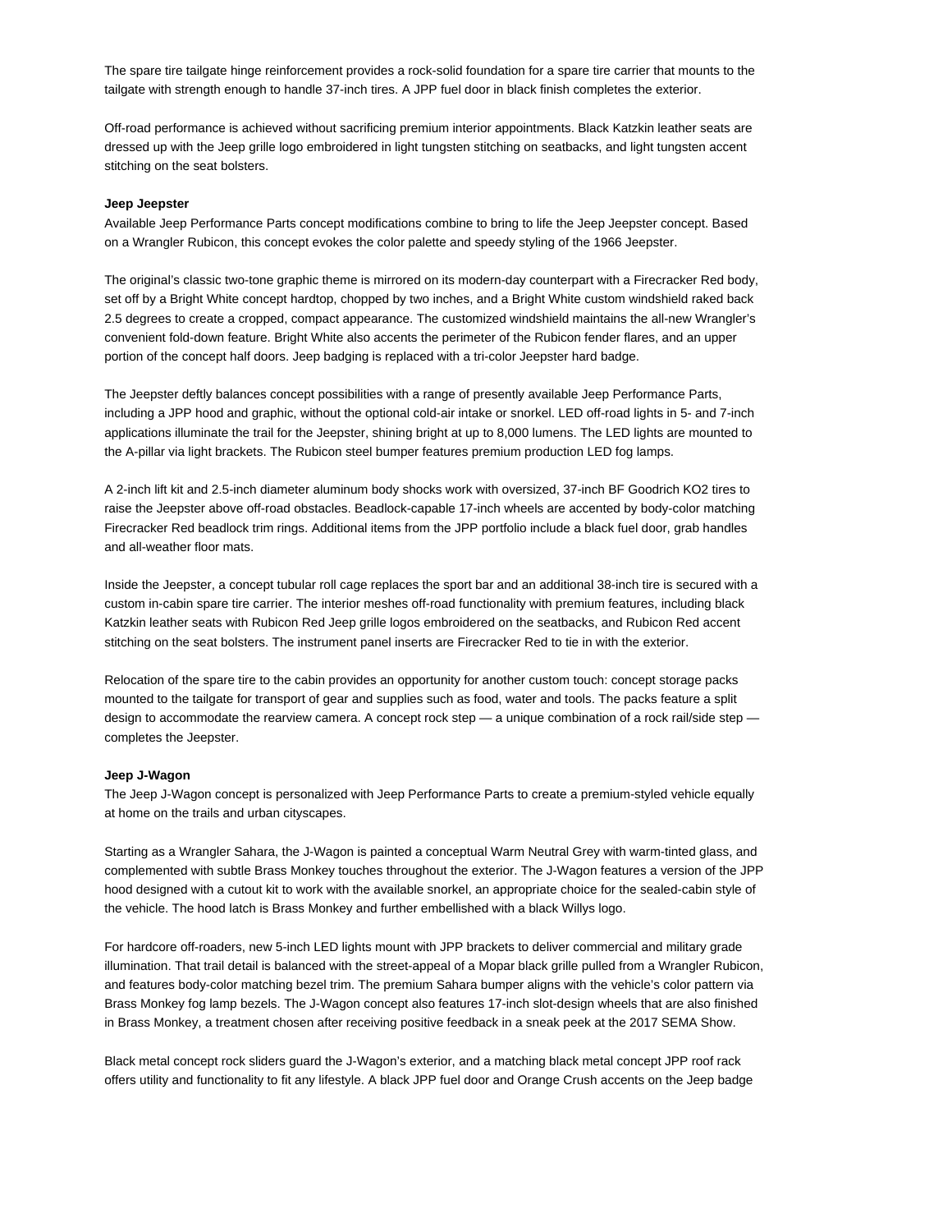The spare tire tailgate hinge reinforcement provides a rock-solid foundation for a spare tire carrier that mounts to the tailgate with strength enough to handle 37-inch tires. A JPP fuel door in black finish completes the exterior.

Off-road performance is achieved without sacrificing premium interior appointments. Black Katzkin leather seats are dressed up with the Jeep grille logo embroidered in light tungsten stitching on seatbacks, and light tungsten accent stitching on the seat bolsters.

**Jeep Jeepster**

Available Jeep Performance Parts concept modifications combine to bring to life the Jeep Jeepster concept. Based on a Wrangler Rubicon, this concept evokes the color palette and speedy styling of the 1966 Jeepster.

The original's classic two-tone graphic theme is mirrored on its modern-day counterpart with a Firecracker Red body, set off by a Bright White concept hardtop, chopped by two inches, and a Bright White custom windshield raked back 2.5 degrees to create a cropped, compact appearance. The customized windshield maintains the all-new Wrangler's convenient fold-down feature. Bright White also accents the perimeter of the Rubicon fender flares, and an upper portion of the concept half doors. Jeep badging is replaced with a tri-color Jeepster hard badge.

The Jeepster deftly balances concept possibilities with a range of presently available Jeep Performance Parts, including a JPP hood and graphic, without the optional cold-air intake or snorkel. LED off-road lights in 5- and 7-inch applications illuminate the trail for the Jeepster, shining bright at up to 8,000 lumens. The LED lights are mounted to the A-pillar via light brackets. The Rubicon steel bumper features premium production LED fog lamps.

A 2-inch lift kit and 2.5-inch diameter aluminum body shocks work with oversized, 37-inch BF Goodrich KO2 tires to raise the Jeepster above off-road obstacles. Beadlock-capable 17-inch wheels are accented by body-color matching Firecracker Red beadlock trim rings. Additional items from the JPP portfolio include a black fuel door, grab handles and all-weather floor mats.

Inside the Jeepster, a concept tubular roll cage replaces the sport bar and an additional 38-inch tire is secured with a custom in-cabin spare tire carrier. The interior meshes off-road functionality with premium features, including black Katzkin leather seats with Rubicon Red Jeep grille logos embroidered on the seatbacks, and Rubicon Red accent stitching on the seat bolsters. The instrument panel inserts are Firecracker Red to tie in with the exterior.

Relocation of the spare tire to the cabin provides an opportunity for another custom touch: concept storage packs mounted to the tailgate for transport of gear and supplies such as food, water and tools. The packs feature a split design to accommodate the rearview camera. A concept rock step — a unique combination of a rock rail/side step — completes the Jeepster.

**Jeep J-Wagon**

The Jeep J-Wagon concept is personalized with Jeep Performance Parts to create a premium-styled vehicle equally at home on the trails and urban cityscapes.

Starting as a Wrangler Sahara, the J-Wagon is painted a conceptual Warm Neutral Grey with warm-tinted glass, and complemented with subtle Brass Monkey touches throughout the exterior. The J-Wagon features a version of the JPP hood designed with a cutout kit to work with the available snorkel, an appropriate choice for the sealed-cabin style of the vehicle. The hood latch is Brass Monkey and further embellished with a black Willys logo.

For hardcore off-roaders, new 5-inch LED lights mount with JPP brackets to deliver commercial and military grade illumination. That trail detail is balanced with the street-appeal of a Mopar black grille pulled from a Wrangler Rubicon, and features body-color matching bezel trim. The premium Sahara bumper aligns with the vehicle's color pattern via Brass Monkey fog lamp bezels. The J-Wagon concept also features 17-inch slot-design wheels that are also finished in Brass Monkey, a treatment chosen after receiving positive feedback in a sneak peek at the 2017 SEMA Show.

Black metal concept rock sliders guard the J-Wagon's exterior, and a matching black metal concept JPP roof rack offers utility and functionality to fit any lifestyle. A black JPP fuel door and Orange Crush accents on the Jeep badge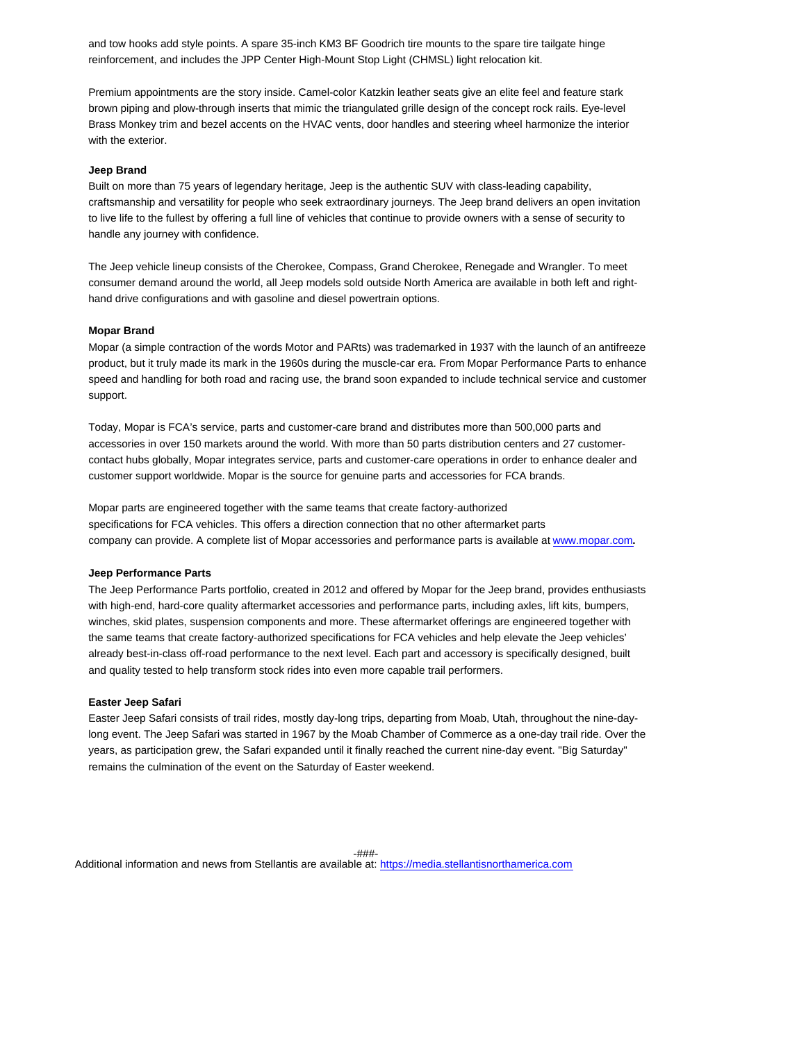and tow hooks add style points. A spare 35-inch KM3 BF Goodrich tire mounts to the spare tire tailgate hinge reinforcement, and includes the JPP Center High-Mount Stop Light (CHMSL) light relocation kit.

Premium appointments are the story inside. Camel-color Katzkin leather seats give an elite feel and feature stark brown piping and plow-through inserts that mimic the triangulated grille design of the concept rock rails. Eye-level Brass Monkey trim and bezel accents on the HVAC vents, door handles and steering wheel harmonize the interior with the exterior.

**Jeep Brand**

Built on more than 75 years of legendary heritage, Jeep is the authentic SUV with class-leading capability, craftsmanship and versatility for people who seek extraordinary journeys. The Jeep brand delivers an open invitation to live life to the fullest by offering a full line of vehicles that continue to provide owners with a sense of security to handle any journey with confidence.

The Jeep vehicle lineup consists of the Cherokee, Compass, Grand Cherokee, Renegade and Wrangler. To meet consumer demand around the world, all Jeep models sold outside North America are available in both left and right-hand drive configurations and with gasoline and diesel powertrain options.

**Mopar Brand**

Mopar (a simple contraction of the words Motor and PARts) was trademarked in 1937 with the launch of an antifreeze product, but it truly made its mark in the 1960s during the muscle-car era. From Mopar Performance Parts to enhance speed and handling for both road and racing use, the brand soon expanded to include technical service and customer support.

Today, Mopar is FCA's service, parts and customer-care brand and distributes more than 500,000 parts and accessories in over 150 markets around the world. With more than 50 parts distribution centers and 27 customer-contact hubs globally, Mopar integrates service, parts and customer-care operations in order to enhance dealer and customer support worldwide. Mopar is the source for genuine parts and accessories for FCA brands.

Mopar parts are engineered together with the same teams that create factory-authorized specifications for FCA vehicles. This offers a direction connection that no other aftermarket parts company can provide. A complete list of Mopar accessories and performance parts is available at www.mopar.com**.**

**Jeep Performance Parts**

The Jeep Performance Parts portfolio, created in 2012 and offered by Mopar for the Jeep brand, provides enthusiasts with high-end, hard-core quality aftermarket accessories and performance parts, including axles, lift kits, bumpers, winches, skid plates, suspension components and more. These aftermarket offerings are engineered together with the same teams that create factory-authorized specifications for FCA vehicles and help elevate the Jeep vehicles' already best-in-class off-road performance to the next level. Each part and accessory is specifically designed, built and quality tested to help transform stock rides into even more capable trail performers.

**Easter Jeep Safari**

Easter Jeep Safari consists of trail rides, mostly day-long trips, departing from Moab, Utah, throughout the nine-day-long event. The Jeep Safari was started in 1967 by the Moab Chamber of Commerce as a one-day trail ride. Over the years, as participation grew, the Safari expanded until it finally reached the current nine-day event. "Big Saturday" remains the culmination of the event on the Saturday of Easter weekend.

-###-

Additional information and news from Stellantis are available at: https://media.stellantisnorthamerica.com